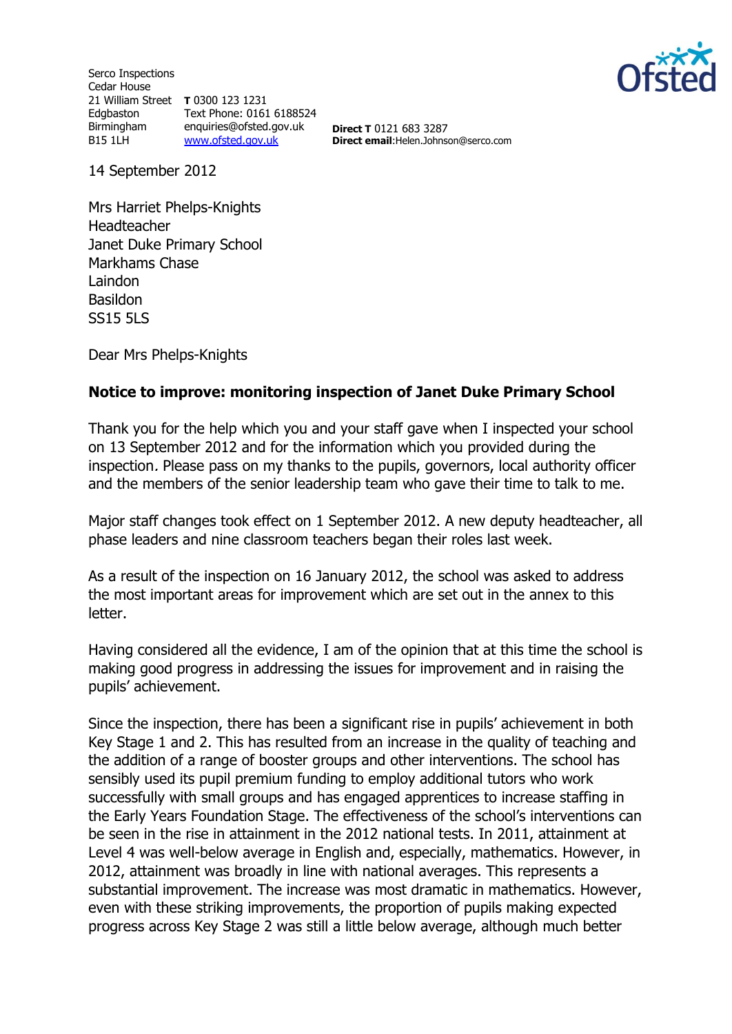Serco Inspections
Cedar House
21 William Street
Edgbaston
Birmingham
B15 1LH

**T** 0300 123 1231
Text Phone: 0161 6188524
enquiries@ofsted.gov.uk
www.ofsted.gov.uk

**Direct T** 0121 683 3287
**Direct email**:Helen.Johnson@serco.com

14 September 2012

Mrs Harriet Phelps-Knights
Headteacher
Janet Duke Primary School
Markhams Chase
Laindon
Basildon
SS15 5LS

Dear Mrs Phelps-Knights

**Notice to improve: monitoring inspection of Janet Duke Primary School**

Thank you for the help which you and your staff gave when I inspected your school on 13 September 2012 and for the information which you provided during the inspection. Please pass on my thanks to the pupils, governors, local authority officer and the members of the senior leadership team who gave their time to talk to me.

Major staff changes took effect on 1 September 2012. A new deputy headteacher, all phase leaders and nine classroom teachers began their roles last week.

As a result of the inspection on 16 January 2012, the school was asked to address the most important areas for improvement which are set out in the annex to this letter.

Having considered all the evidence, I am of the opinion that at this time the school is making good progress in addressing the issues for improvement and in raising the pupils' achievement.

Since the inspection, there has been a significant rise in pupils' achievement in both Key Stage 1 and 2. This has resulted from an increase in the quality of teaching and the addition of a range of booster groups and other interventions. The school has sensibly used its pupil premium funding to employ additional tutors who work successfully with small groups and has engaged apprentices to increase staffing in the Early Years Foundation Stage. The effectiveness of the school's interventions can be seen in the rise in attainment in the 2012 national tests. In 2011, attainment at Level 4 was well-below average in English and, especially, mathematics. However, in 2012, attainment was broadly in line with national averages. This represents a substantial improvement. The increase was most dramatic in mathematics. However, even with these striking improvements, the proportion of pupils making expected progress across Key Stage 2 was still a little below average, although much better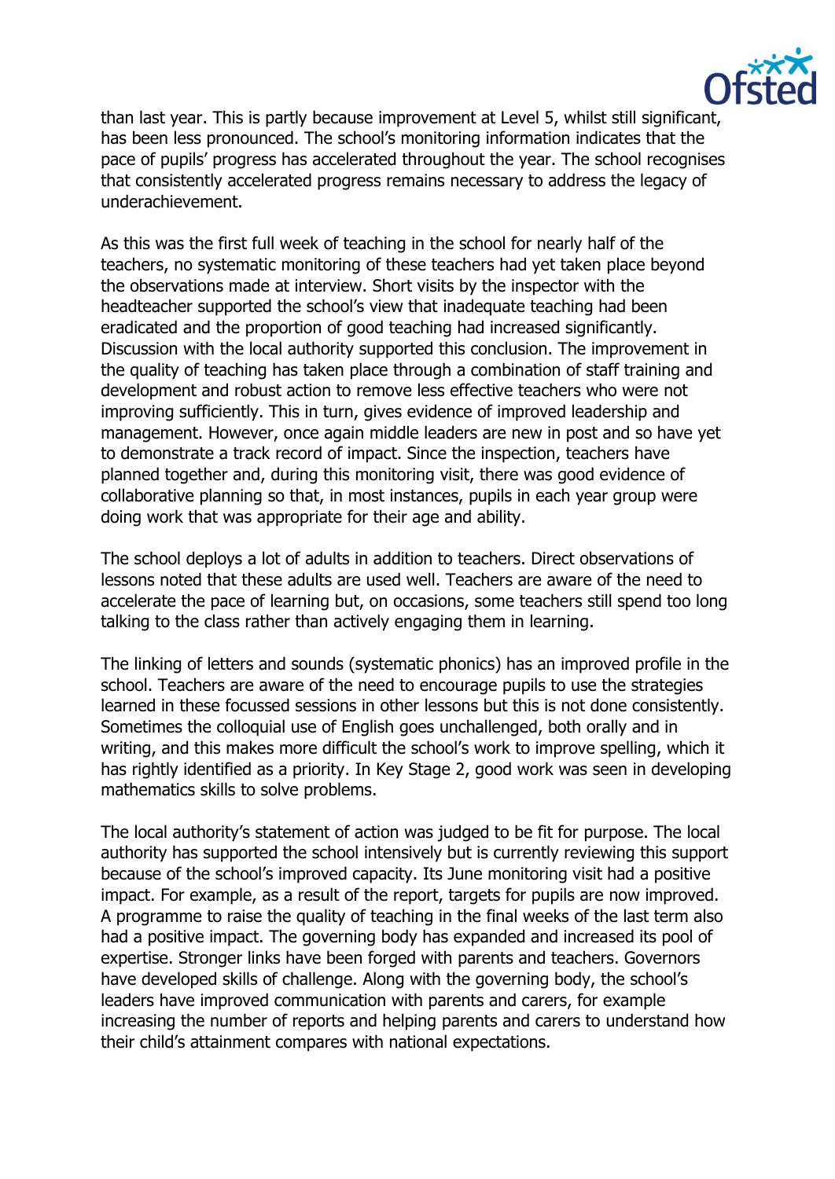than last year. This is partly because improvement at Level 5, whilst still significant, has been less pronounced. The school's monitoring information indicates that the pace of pupils' progress has accelerated throughout the year. The school recognises that consistently accelerated progress remains necessary to address the legacy of underachievement.

As this was the first full week of teaching in the school for nearly half of the teachers, no systematic monitoring of these teachers had yet taken place beyond the observations made at interview. Short visits by the inspector with the headteacher supported the school's view that inadequate teaching had been eradicated and the proportion of good teaching had increased significantly. Discussion with the local authority supported this conclusion. The improvement in the quality of teaching has taken place through a combination of staff training and development and robust action to remove less effective teachers who were not improving sufficiently. This in turn, gives evidence of improved leadership and management. However, once again middle leaders are new in post and so have yet to demonstrate a track record of impact. Since the inspection, teachers have planned together and, during this monitoring visit, there was good evidence of collaborative planning so that, in most instances, pupils in each year group were doing work that was appropriate for their age and ability.

The school deploys a lot of adults in addition to teachers. Direct observations of lessons noted that these adults are used well. Teachers are aware of the need to accelerate the pace of learning but, on occasions, some teachers still spend too long talking to the class rather than actively engaging them in learning.

The linking of letters and sounds (systematic phonics) has an improved profile in the school. Teachers are aware of the need to encourage pupils to use the strategies learned in these focussed sessions in other lessons but this is not done consistently. Sometimes the colloquial use of English goes unchallenged, both orally and in writing, and this makes more difficult the school's work to improve spelling, which it has rightly identified as a priority. In Key Stage 2, good work was seen in developing mathematics skills to solve problems.

The local authority's statement of action was judged to be fit for purpose. The local authority has supported the school intensively but is currently reviewing this support because of the school's improved capacity. Its June monitoring visit had a positive impact. For example, as a result of the report, targets for pupils are now improved. A programme to raise the quality of teaching in the final weeks of the last term also had a positive impact. The governing body has expanded and increased its pool of expertise. Stronger links have been forged with parents and teachers. Governors have developed skills of challenge. Along with the governing body, the school's leaders have improved communication with parents and carers, for example increasing the number of reports and helping parents and carers to understand how their child's attainment compares with national expectations.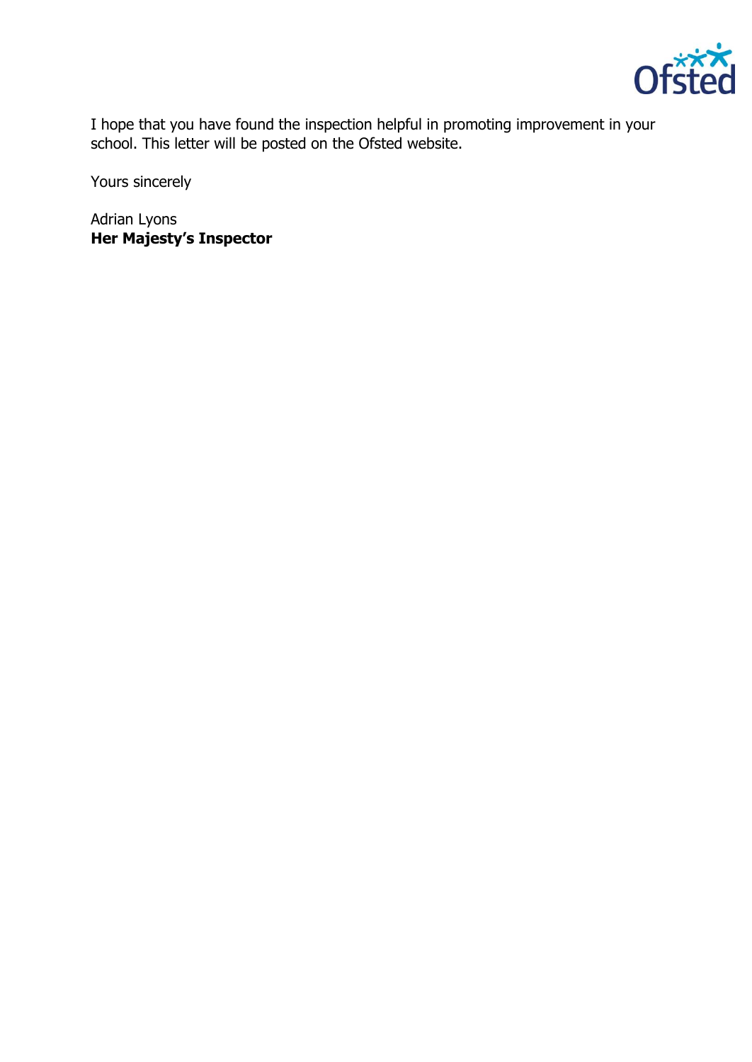I hope that you have found the inspection helpful in promoting improvement in your school. This letter will be posted on the Ofsted website.

Yours sincerely

Adrian Lyons
**Her Majesty's Inspector**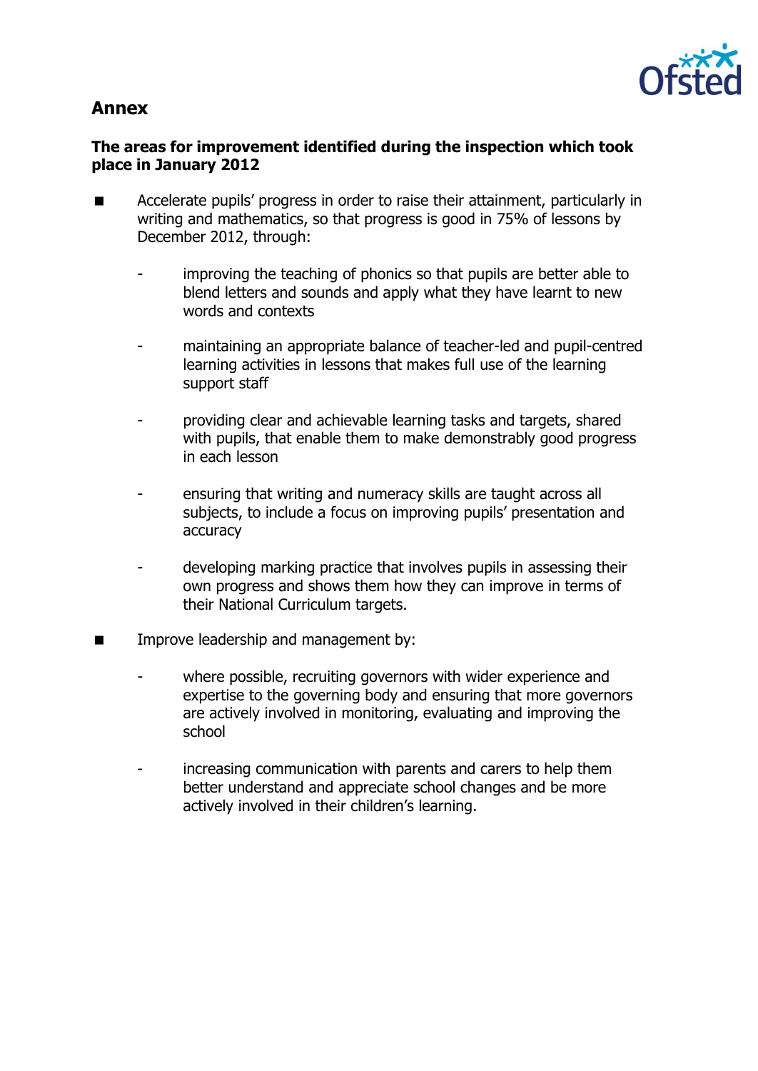## Annex

**The areas for improvement identified during the inspection which took place in January 2012**

- Accelerate pupils' progress in order to raise their attainment, particularly in writing and mathematics, so that progress is good in 75% of lessons by December 2012, through:
  - improving the teaching of phonics so that pupils are better able to blend letters and sounds and apply what they have learnt to new words and contexts
  - maintaining an appropriate balance of teacher-led and pupil-centred learning activities in lessons that makes full use of the learning support staff
  - providing clear and achievable learning tasks and targets, shared with pupils, that enable them to make demonstrably good progress in each lesson
  - ensuring that writing and numeracy skills are taught across all subjects, to include a focus on improving pupils' presentation and accuracy
  - developing marking practice that involves pupils in assessing their own progress and shows them how they can improve in terms of their National Curriculum targets.
- Improve leadership and management by:
  - where possible, recruiting governors with wider experience and expertise to the governing body and ensuring that more governors are actively involved in monitoring, evaluating and improving the school
  - increasing communication with parents and carers to help them better understand and appreciate school changes and be more actively involved in their children's learning.